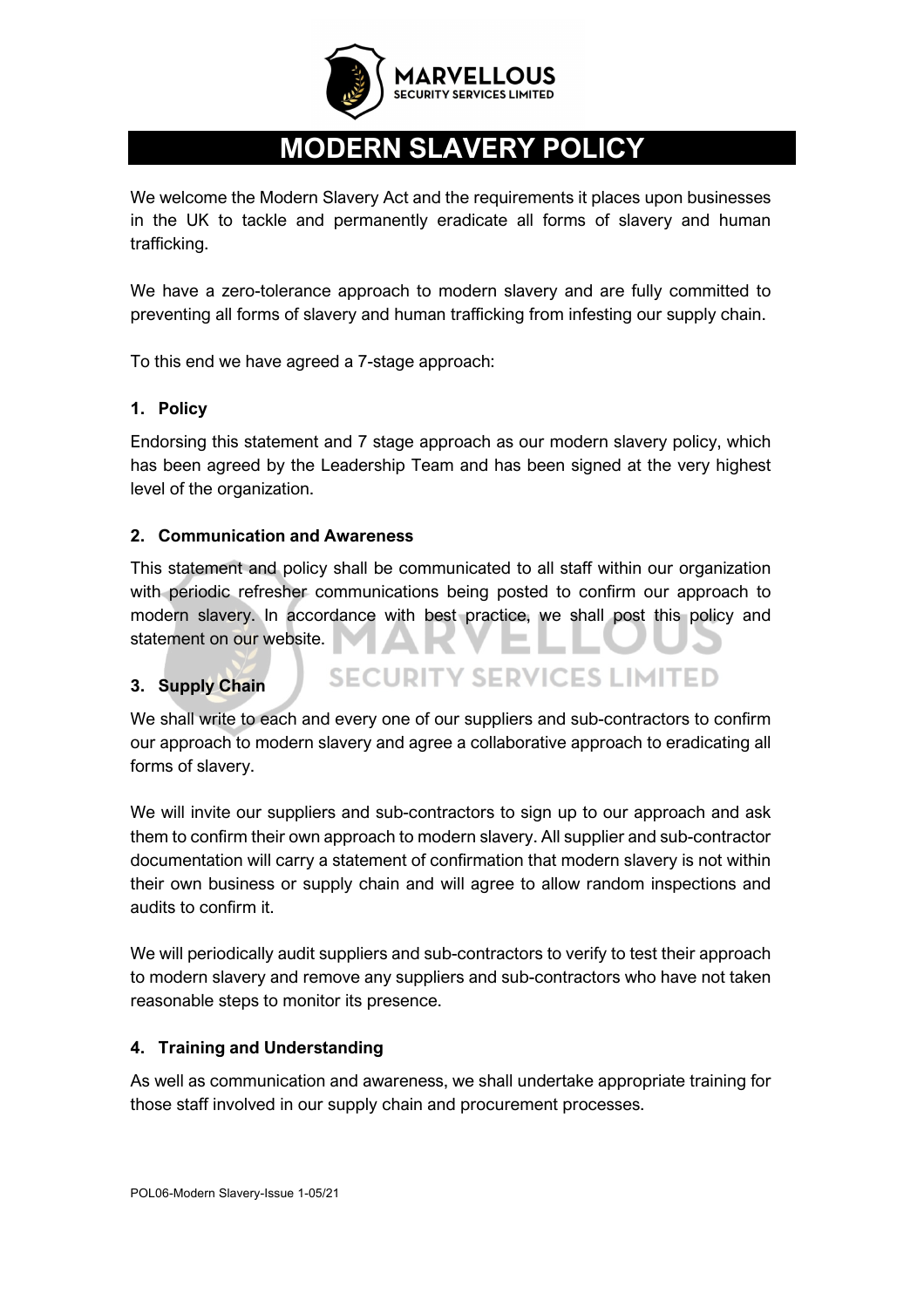# MODERN SLAVERY POLICY

We welcome the Modern Slavery Act and the requirements it places upon businesses in the UK to tackle and permanently eradicate all forms of slavery and human trafficking.

We have a zero-tolerance approach to modern slavery and are fully committed to preventing all forms of slavery and human trafficking from infesting our supply chain.

To this end we have agreed a 7-stage approach:

### 1. Policy

Endorsing this statement and 7 stage approach as our modern slavery policy, which has been agreed by the Leadership Team and has been signed at the very highest level of the organization.

### 2. Communication and Awareness

This statement and policy shall be communicated to all staff within our organization with periodic refresher communications being posted to confirm our approach to modern slavery. In accordance with best practice, we shall post this policy and statement on our website.

### 3. Supply Chain

We shall write to each and every one of our suppliers and sub-contractors to confirm our approach to modern slavery and agree a collaborative approach to eradicating all forms of slavery.

We will invite our suppliers and sub-contractors to sign up to our approach and ask them to confirm their own approach to modern slavery. All supplier and sub-contractor documentation will carry a statement of confirmation that modern slavery is not within their own business or supply chain and will agree to allow random inspections and audits to confirm it.

We will periodically audit suppliers and sub-contractors to verify to test their approach to modern slavery and remove any suppliers and sub-contractors who have not taken reasonable steps to monitor its presence.

### 4. Training and Understanding

As well as communication and awareness, we shall undertake appropriate training for those staff involved in our supply chain and procurement processes.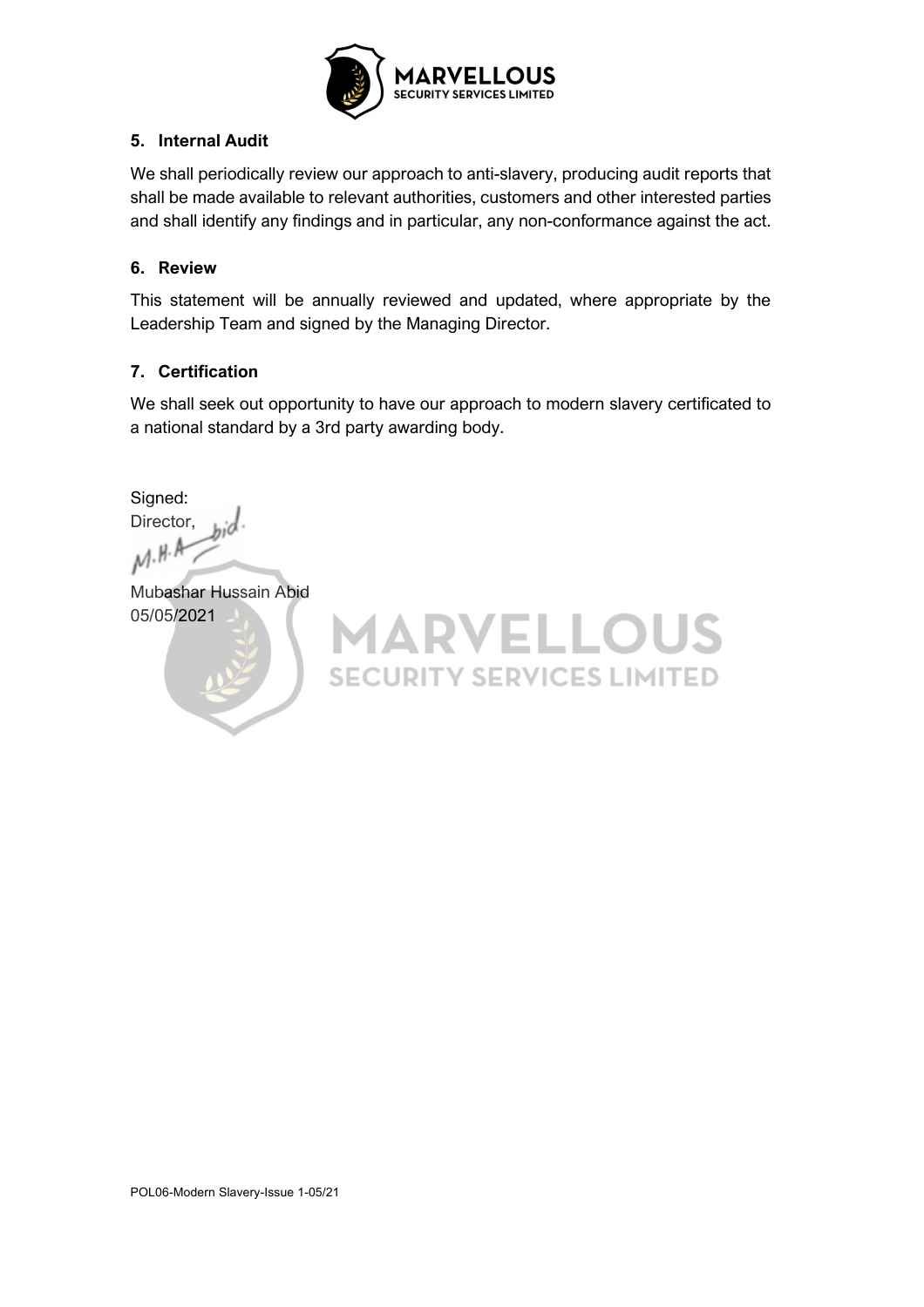## 5. Internal Audit

We shall periodically review our approach to anti-slavery, producing audit reports that shall be made available to relevant authorities, customers and other interested parties and shall identify any findings and in particular, any non-conformance against the act.

## 6. Review

This statement will be annually reviewed and updated, where appropriate by the Leadership Team and signed by the Managing Director.

## 7. Certification

We shall seek out opportunity to have our approach to modern slavery certificated to a national standard by a 3rd party awarding body.

Signed:
Director,

Mubashar Hussain Abid
05/05/2021

POL06-Modern Slavery-Issue 1-05/21